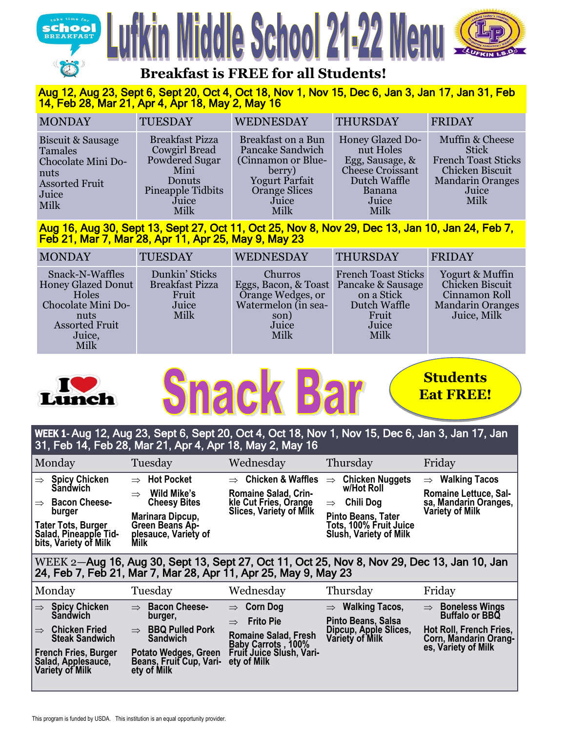# Lufkin Middle School 21-22 Menu

take time for school BREAKFAST

Leading today's students, Preparing tomorrow's leaders — LP — LUFKIN I.S.D.

**Breakfast is FREE for all Students!**

**Aug 12, Aug 23, Sept 6, Sept 20, Oct 4, Oct 18, Nov 1, Nov 15, Dec 6, Jan 3, Jan 17, Jan 31, Feb 14, Feb 28, Mar 21, Apr 4, Apr 18, May 2, May 16**

| MONDAY | TUESDAY | WEDNESDAY | THURSDAY | FRIDAY |
|---|---|---|---|---|
| Biscuit & Sausage<br>Tamales<br>Chocolate Mini Donuts<br>Assorted Fruit<br>Juice<br>Milk | Breakfast Pizza<br>Cowgirl Bread<br>Powdered Sugar Mini Donuts<br>Pineapple Tidbits<br>Juice<br>Milk | Breakfast on a Bun<br>Pancake Sandwich (Cinnamon or Blueberry)<br>Yogurt Parfait<br>Orange Slices<br>Juice<br>Milk | Honey Glazed Donut Holes<br>Egg, Sausage, & Cheese Croissant<br>Dutch Waffle<br>Banana<br>Juice<br>Milk | Muffin & Cheese Stick<br>French Toast Sticks<br>Chicken Biscuit<br>Mandarin Oranges<br>Juice<br>Milk |

**Aug 16, Aug 30, Sept 13, Sept 27, Oct 11, Oct 25, Nov 8, Nov 29, Dec 13, Jan 10, Jan 24, Feb 7, Feb 21, Mar 7, Mar 28, Apr 11, Apr 25, May 9, May 23**

| MONDAY | TUESDAY | WEDNESDAY | THURSDAY | FRIDAY |
|---|---|---|---|---|
| Snack-N-Waffles<br>Honey Glazed Donut Holes<br>Chocolate Mini Donuts<br>Assorted Fruit<br>Juice,<br>Milk | Dunkin' Sticks<br>Breakfast Pizza<br>Fruit<br>Juice<br>Milk | Churros<br>Eggs, Bacon, & Toast<br>Orange Wedges, or Watermelon (in season)<br>Juice<br>Milk | French Toast Sticks<br>Pancake & Sausage on a Stick<br>Dutch Waffle<br>Fruit<br>Juice<br>Milk | Yogurt & Muffin<br>Chicken Biscuit<br>Cinnamon Roll<br>Mandarin Oranges<br>Juice, Milk |

I ❤ Lunch

# Snack Bar

**Students Eat FREE!**

**WEEK 1- Aug 12, Aug 23, Sept 6, Sept 20, Oct 4, Oct 18, Nov 1, Nov 15, Dec 6, Jan 3, Jan 17, Jan 31, Feb 14, Feb 28, Mar 21, Apr 4, Apr 18, May 2, May 16**

| Monday | Tuesday | Wednesday | Thursday | Friday |
|---|---|---|---|---|
| ⇒ Spicy Chicken Sandwich<br>⇒ Bacon Cheeseburger<br>Tater Tots, Burger Salad, Pineapple Tidbits, Variety of Milk | ⇒ Hot Pocket<br>⇒ Wild Mike's Cheesy Bites<br>Marinara Dipcup, Green Beans Applesauce, Variety of Milk | ⇒ Chicken & Waffles<br>Romaine Salad, Crinkle Cut Fries, Orange Slices, Variety of Milk | ⇒ Chicken Nuggets w/Hot Roll<br>⇒ Chili Dog<br>Pinto Beans, Tater Tots, 100% Fruit Juice Slush, Variety of Milk | ⇒ Walking Tacos<br>Romaine Lettuce, Salsa, Mandarin Oranges, Variety of Milk |

**WEEK 2—Aug 16, Aug 30, Sept 13, Sept 27, Oct 11, Oct 25, Nov 8, Nov 29, Dec 13, Jan 10, Jan 24, Feb 7, Feb 21, Mar 7, Mar 28, Apr 11, Apr 25, May 9, May 23**

| Monday | Tuesday | Wednesday | Thursday | Friday |
|---|---|---|---|---|
| ⇒ Spicy Chicken Sandwich<br>⇒ Chicken Fried Steak Sandwich<br>French Fries, Burger Salad, Applesauce, Variety of Milk | ⇒ Bacon Cheeseburger,<br>⇒ BBQ Pulled Pork Sandwich<br>Potato Wedges, Green Beans, Fruit Cup, Variety of Milk | ⇒ Corn Dog<br>⇒ Frito Pie<br>Romaine Salad, Fresh Baby Carrots , 100% Fruit Juice Slush, Variety of Milk | ⇒ Walking Tacos,<br>Pinto Beans, Salsa Dipcup, Apple Slices, Variety of Milk | ⇒ Boneless Wings Buffalo or BBQ<br>Hot Roll, French Fries, Corn, Mandarin Oranges, Variety of Milk |

This program is funded by USDA. This institution is an equal opportunity provider.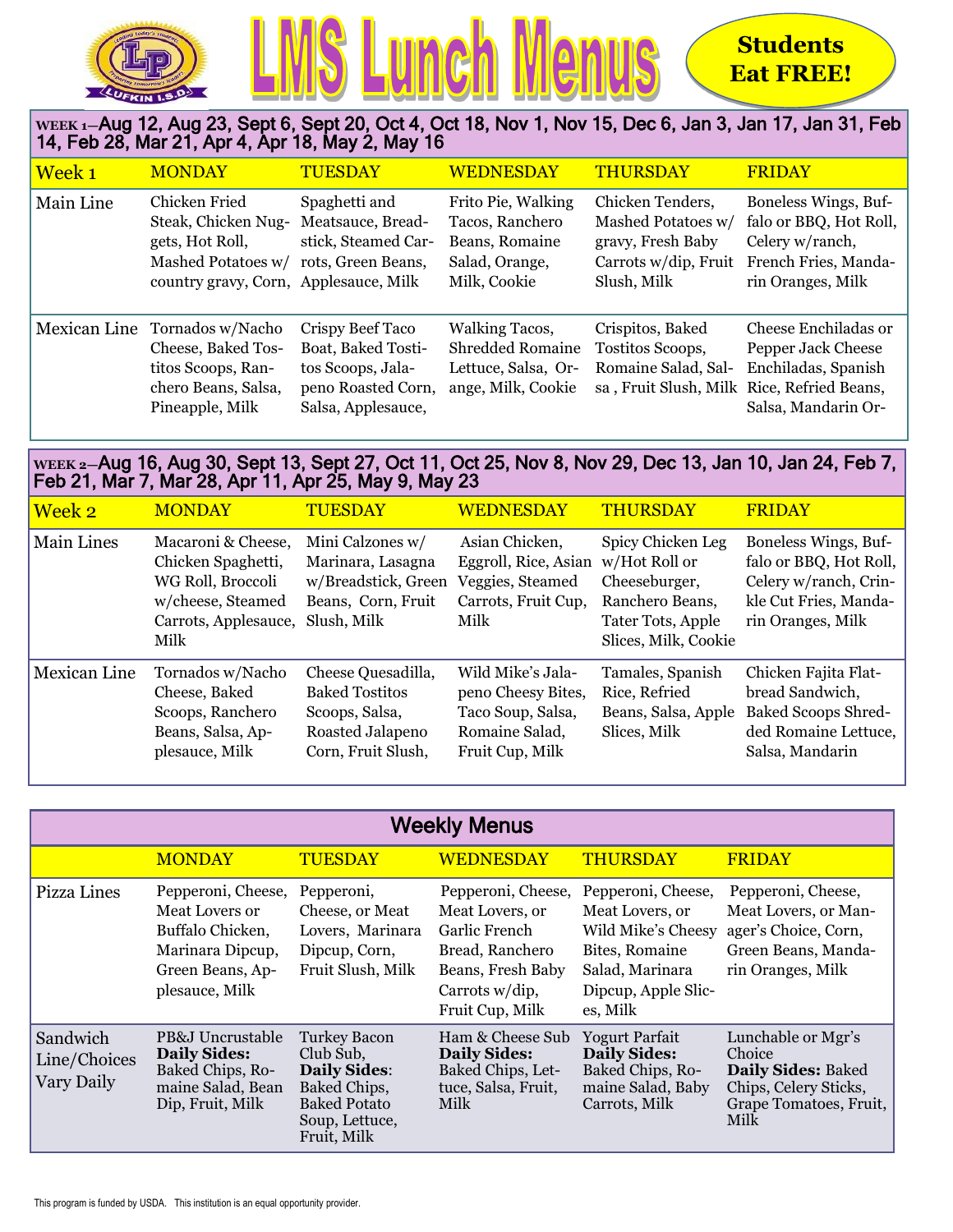# LMS Lunch Menus

**Students Eat FREE!**

**WEEK 1**—Aug 12, Aug 23, Sept 6, Sept 20, Oct 4, Oct 18, Nov 1, Nov 15, Dec 6, Jan 3, Jan 17, Jan 31, Feb 14, Feb 28, Mar 21, Apr 4, Apr 18, May 2, May 16

| Week 1 | MONDAY | TUESDAY | WEDNESDAY | THURSDAY | FRIDAY |
|---|---|---|---|---|---|
| Main Line | Chicken Fried Steak, Chicken Nuggets, Hot Roll, Mashed Potatoes w/ country gravy, Corn, | Spaghetti and Meatsauce, Breadstick, Steamed Carrots, Green Beans, Applesauce, Milk | Frito Pie, Walking Tacos, Ranchero Beans, Romaine Salad, Orange, Milk, Cookie | Chicken Tenders, Mashed Potatoes w/ gravy, Fresh Baby Carrots w/dip, Fruit Slush, Milk | Boneless Wings, Buffalo or BBQ, Hot Roll, Celery w/ranch, French Fries, Mandarin Oranges, Milk |
| Mexican Line | Tornados w/Nacho Cheese, Baked Tostitos Scoops, Ranchero Beans, Salsa, Pineapple, Milk | Crispy Beef Taco Boat, Baked Tostitos Scoops, Jalapeno Roasted Corn, Salsa, Applesauce, | Walking Tacos, Shredded Romaine Lettuce, Salsa, Orange, Milk, Cookie | Crispitos, Baked Tostitos Scoops, Romaine Salad, Salsa , Fruit Slush, Milk | Cheese Enchiladas or Pepper Jack Cheese Enchiladas, Spanish Rice, Refried Beans, Salsa, Mandarin Or- |

**WEEK 2**—Aug 16, Aug 30, Sept 13, Sept 27, Oct 11, Oct 25, Nov 8, Nov 29, Dec 13, Jan 10, Jan 24, Feb 7, Feb 21, Mar 7, Mar 28, Apr 11, Apr 25, May 9, May 23

| Week 2 | MONDAY | TUESDAY | WEDNESDAY | THURSDAY | FRIDAY |
|---|---|---|---|---|---|
| Main Lines | Macaroni & Cheese, Chicken Spaghetti, WG Roll, Broccoli w/cheese, Steamed Carrots, Applesauce, Milk | Mini Calzones w/ Marinara, Lasagna w/Breadstick, Green Beans, Corn, Fruit Slush, Milk | Asian Chicken, Eggroll, Rice, Asian Veggies, Steamed Carrots, Fruit Cup, Milk | Spicy Chicken Leg w/Hot Roll or Cheeseburger, Ranchero Beans, Tater Tots, Apple Slices, Milk, Cookie | Boneless Wings, Buffalo or BBQ, Hot Roll, Celery w/ranch, Crinkle Cut Fries, Mandarin Oranges, Milk |
| Mexican Line | Tornados w/Nacho Cheese, Baked Scoops, Ranchero Beans, Salsa, Applesauce, Milk | Cheese Quesadilla, Baked Tostitos Scoops, Salsa, Roasted Jalapeno Corn, Fruit Slush, | Wild Mike's Jalapeno Cheesy Bites, Taco Soup, Salsa, Romaine Salad, Fruit Cup, Milk | Tamales, Spanish Rice, Refried Beans, Salsa, Apple Slices, Milk | Chicken Fajita Flatbread Sandwich, Baked Scoops Shredded Romaine Lettuce, Salsa, Mandarin |

## Weekly Menus

| | MONDAY | TUESDAY | WEDNESDAY | THURSDAY | FRIDAY |
|---|---|---|---|---|---|
| Pizza Lines | Pepperoni, Cheese, Meat Lovers or Buffalo Chicken, Marinara Dipcup, Green Beans, Applesauce, Milk | Pepperoni, Cheese, or Meat Lovers, Marinara Dipcup, Corn, Fruit Slush, Milk | Pepperoni, Cheese, Meat Lovers, or Garlic French Bread, Ranchero Beans, Fresh Baby Carrots w/dip, Fruit Cup, Milk | Pepperoni, Cheese, Meat Lovers, or Wild Mike's Cheesy Bites, Romaine Salad, Marinara Dipcup, Apple Slices, Milk | Pepperoni, Cheese, Meat Lovers, or Manager's Choice, Corn, Green Beans, Mandarin Oranges, Milk |
| Sandwich Line/Choices Vary Daily | PB&J Uncrustable **Daily Sides:** Baked Chips, Romaine Salad, Bean Dip, Fruit, Milk | Turkey Bacon Club Sub, **Daily Sides**: Baked Chips, Baked Potato Soup, Lettuce, Fruit, Milk | Ham & Cheese Sub **Daily Sides:** Baked Chips, Lettuce, Salsa, Fruit, Milk | Yogurt Parfait **Daily Sides:** Baked Chips, Romaine Salad, Baby Carrots, Milk | Lunchable or Mgr's Choice **Daily Sides:** Baked Chips, Celery Sticks, Grape Tomatoes, Fruit, Milk |

This program is funded by USDA. This institution is an equal opportunity provider.